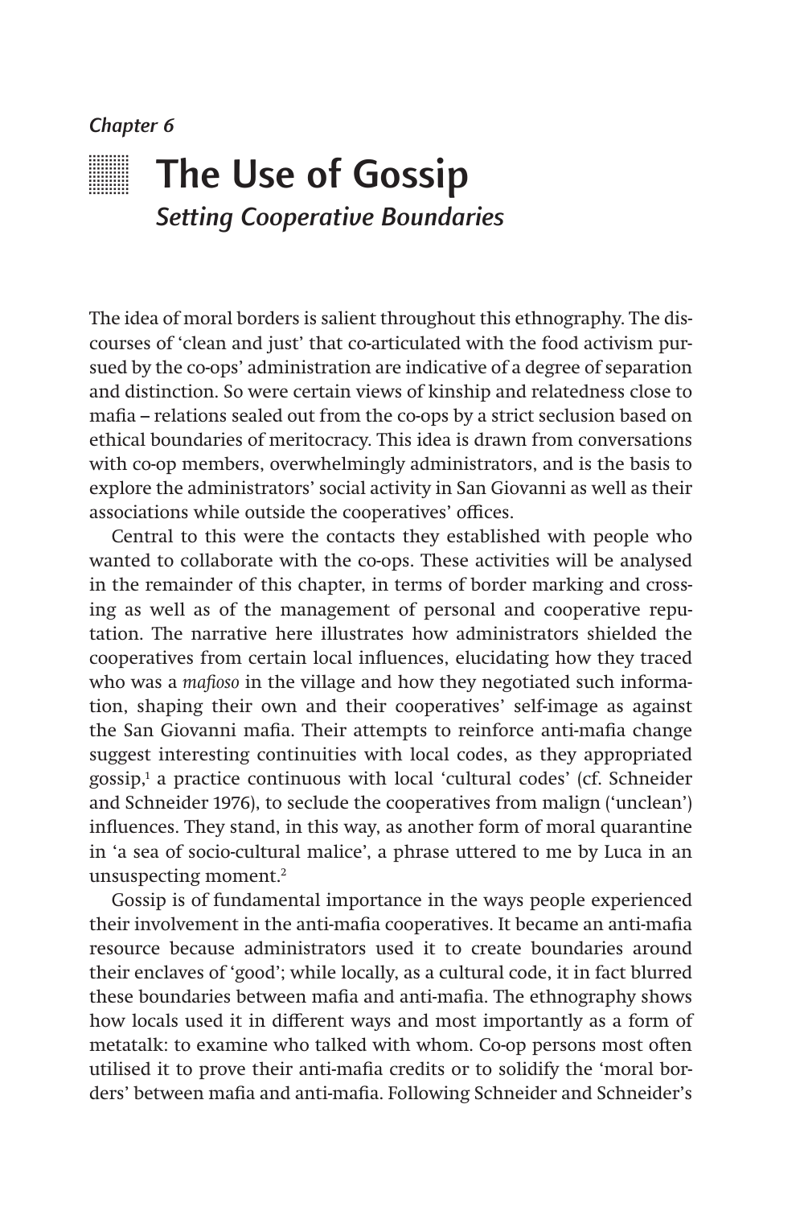*Chapter 6*

# The Use of Gossip

## *Setting Cooperative Boundaries*

The idea of moral borders is salient throughout this ethnography. The discourses of 'clean and just' that co-articulated with the food activism pursued by the co-ops' administration are indicative of a degree of separation and distinction. So were certain views of kinship and relatedness close to mafia – relations sealed out from the co-ops by a strict seclusion based on ethical boundaries of meritocracy. This idea is drawn from conversations with co-op members, overwhelmingly administrators, and is the basis to explore the administrators' social activity in San Giovanni as well as their associations while outside the cooperatives' offices.

Central to this were the contacts they established with people who wanted to collaborate with the co-ops. These activities will be analysed in the remainder of this chapter, in terms of border marking and crossing as well as of the management of personal and cooperative reputation. The narrative here illustrates how administrators shielded the cooperatives from certain local influences, elucidating how they traced who was a *mafioso* in the village and how they negotiated such information, shaping their own and their cooperatives' self-image as against the San Giovanni mafia. Their attempts to reinforce anti-mafia change suggest interesting continuities with local codes, as they appropriated gossip,[1] a practice continuous with local 'cultural codes' (cf. Schneider and Schneider 1976), to seclude the cooperatives from malign ('unclean') influences. They stand, in this way, as another form of moral quarantine in 'a sea of socio-cultural malice', a phrase uttered to me by Luca in an unsuspecting moment.[2]

Gossip is of fundamental importance in the ways people experienced their involvement in the anti-mafia cooperatives. It became an anti-mafia resource because administrators used it to create boundaries around their enclaves of 'good'; while locally, as a cultural code, it in fact blurred these boundaries between mafia and anti-mafia. The ethnography shows how locals used it in different ways and most importantly as a form of metatalk: to examine who talked with whom. Co-op persons most often utilised it to prove their anti-mafia credits or to solidify the 'moral borders' between mafia and anti-mafia. Following Schneider and Schneider's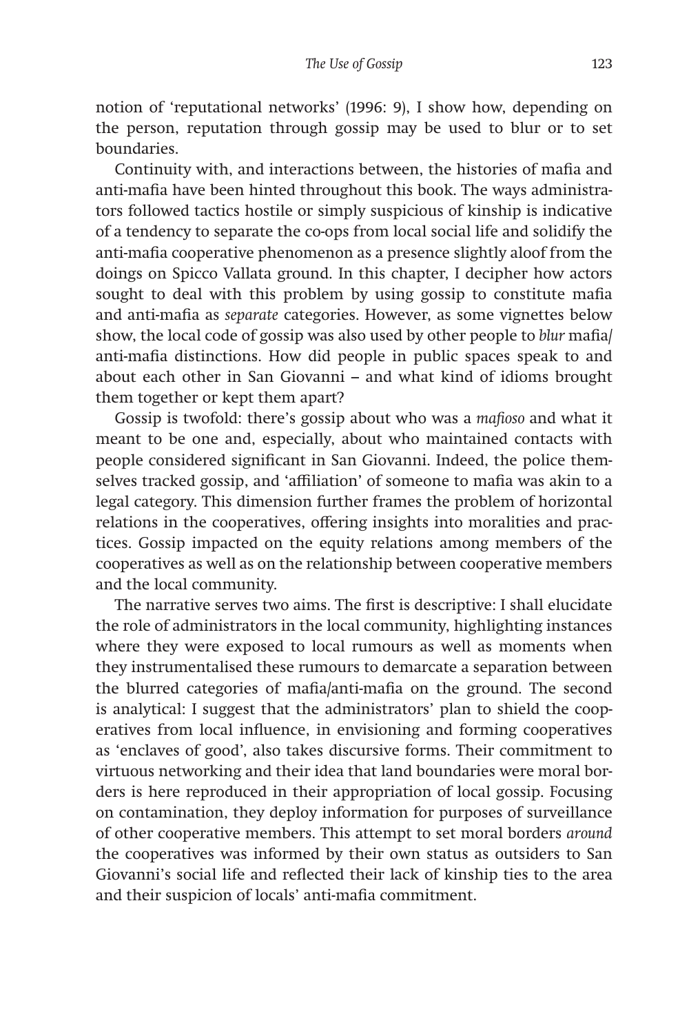notion of 'reputational networks' (1996: 9), I show how, depending on the person, reputation through gossip may be used to blur or to set boundaries.

Continuity with, and interactions between, the histories of mafia and anti-mafia have been hinted throughout this book. The ways administrators followed tactics hostile or simply suspicious of kinship is indicative of a tendency to separate the co-ops from local social life and solidify the anti-mafia cooperative phenomenon as a presence slightly aloof from the doings on Spicco Vallata ground. In this chapter, I decipher how actors sought to deal with this problem by using gossip to constitute mafia and anti-mafia as *separate* categories. However, as some vignettes below show, the local code of gossip was also used by other people to *blur* mafia/anti-mafia distinctions. How did people in public spaces speak to and about each other in San Giovanni – and what kind of idioms brought them together or kept them apart?

Gossip is twofold: there's gossip about who was a *mafioso* and what it meant to be one and, especially, about who maintained contacts with people considered significant in San Giovanni. Indeed, the police themselves tracked gossip, and 'affiliation' of someone to mafia was akin to a legal category. This dimension further frames the problem of horizontal relations in the cooperatives, offering insights into moralities and practices. Gossip impacted on the equity relations among members of the cooperatives as well as on the relationship between cooperative members and the local community.

The narrative serves two aims. The first is descriptive: I shall elucidate the role of administrators in the local community, highlighting instances where they were exposed to local rumours as well as moments when they instrumentalised these rumours to demarcate a separation between the blurred categories of mafia/anti-mafia on the ground. The second is analytical: I suggest that the administrators' plan to shield the cooperatives from local influence, in envisioning and forming cooperatives as 'enclaves of good', also takes discursive forms. Their commitment to virtuous networking and their idea that land boundaries were moral borders is here reproduced in their appropriation of local gossip. Focusing on contamination, they deploy information for purposes of surveillance of other cooperative members. This attempt to set moral borders *around* the cooperatives was informed by their own status as outsiders to San Giovanni's social life and reflected their lack of kinship ties to the area and their suspicion of locals' anti-mafia commitment.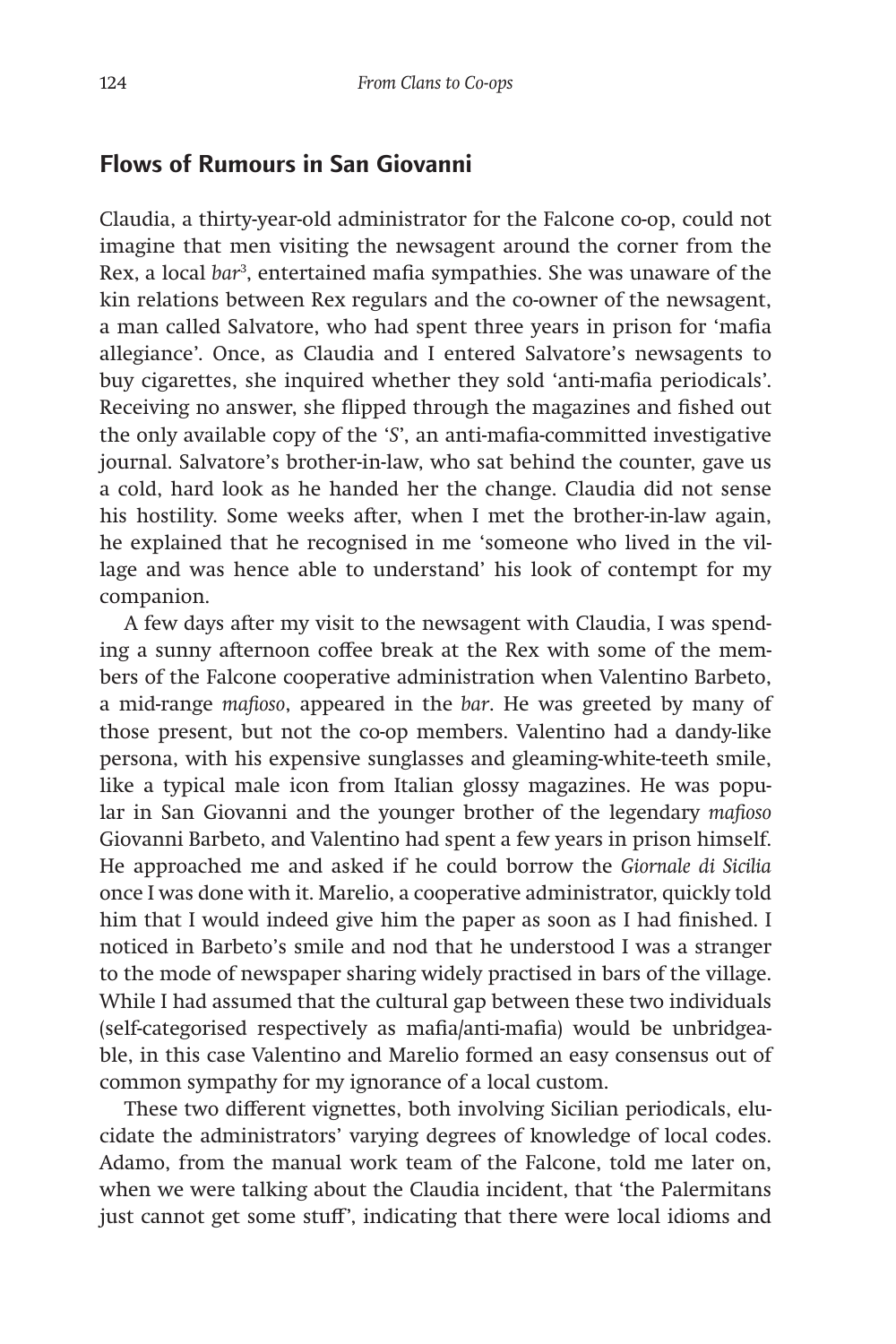## Flows of Rumours in San Giovanni

Claudia, a thirty-year-old administrator for the Falcone co-op, could not imagine that men visiting the newsagent around the corner from the Rex, a local *bar*[3], entertained mafia sympathies. She was unaware of the kin relations between Rex regulars and the co-owner of the newsagent, a man called Salvatore, who had spent three years in prison for 'mafia allegiance'. Once, as Claudia and I entered Salvatore's newsagents to buy cigarettes, she inquired whether they sold 'anti-mafia periodicals'. Receiving no answer, she flipped through the magazines and fished out the only available copy of the '*S*', an anti-mafia-committed investigative journal. Salvatore's brother-in-law, who sat behind the counter, gave us a cold, hard look as he handed her the change. Claudia did not sense his hostility. Some weeks after, when I met the brother-in-law again, he explained that he recognised in me 'someone who lived in the village and was hence able to understand' his look of contempt for my companion.

A few days after my visit to the newsagent with Claudia, I was spending a sunny afternoon coffee break at the Rex with some of the members of the Falcone cooperative administration when Valentino Barbeto, a mid-range *mafioso*, appeared in the *bar*. He was greeted by many of those present, but not the co-op members. Valentino had a dandy-like persona, with his expensive sunglasses and gleaming-white-teeth smile, like a typical male icon from Italian glossy magazines. He was popular in San Giovanni and the younger brother of the legendary *mafioso* Giovanni Barbeto, and Valentino had spent a few years in prison himself. He approached me and asked if he could borrow the *Giornale di Sicilia* once I was done with it. Marelio, a cooperative administrator, quickly told him that I would indeed give him the paper as soon as I had finished. I noticed in Barbeto's smile and nod that he understood I was a stranger to the mode of newspaper sharing widely practised in bars of the village. While I had assumed that the cultural gap between these two individuals (self-categorised respectively as mafia/anti-mafia) would be unbridgeable, in this case Valentino and Marelio formed an easy consensus out of common sympathy for my ignorance of a local custom.

These two different vignettes, both involving Sicilian periodicals, elucidate the administrators' varying degrees of knowledge of local codes. Adamo, from the manual work team of the Falcone, told me later on, when we were talking about the Claudia incident, that 'the Palermitans just cannot get some stuff', indicating that there were local idioms and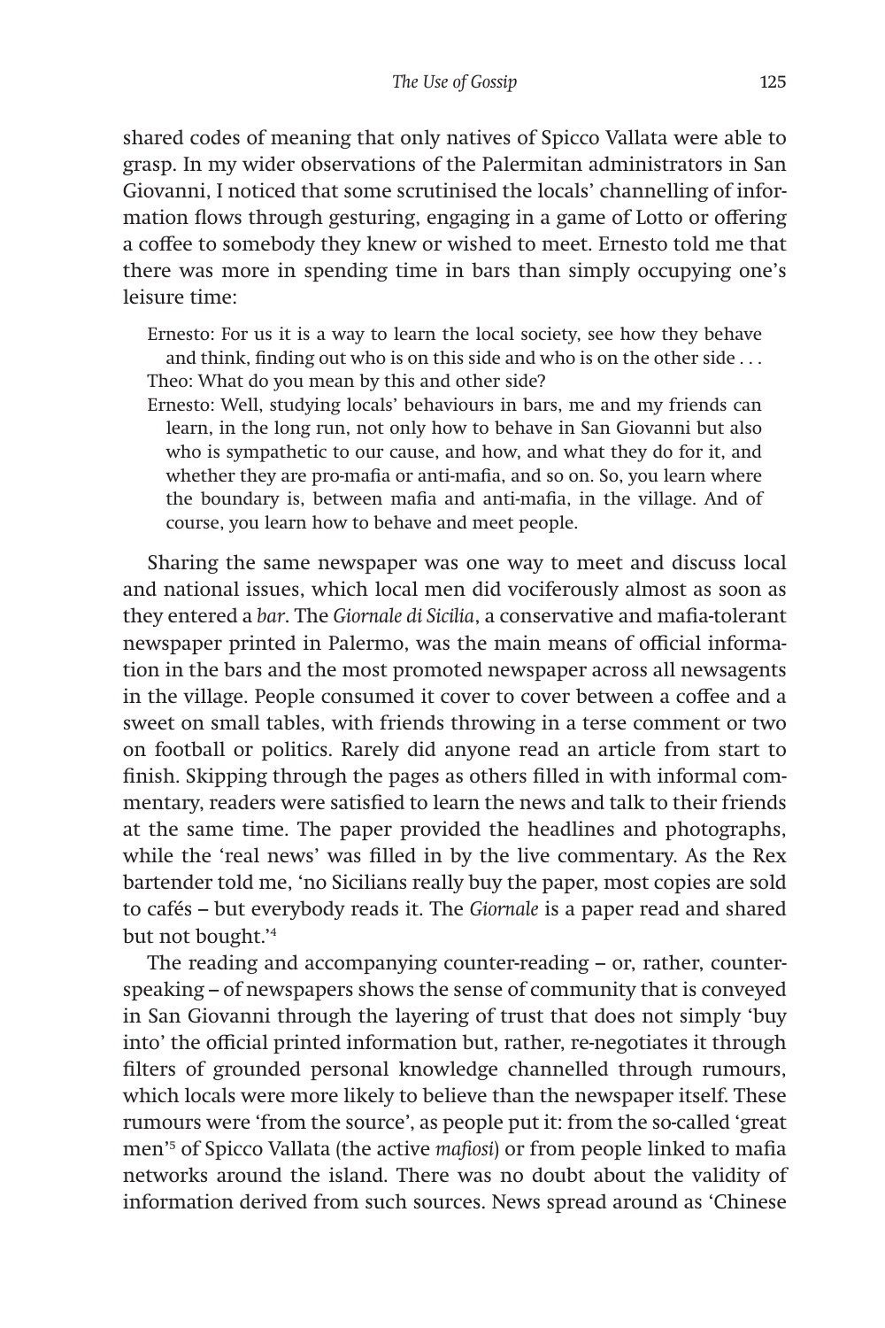shared codes of meaning that only natives of Spicco Vallata were able to grasp. In my wider observations of the Palermitan administrators in San Giovanni, I noticed that some scrutinised the locals' channelling of information flows through gesturing, engaging in a game of Lotto or offering a coffee to somebody they knew or wished to meet. Ernesto told me that there was more in spending time in bars than simply occupying one's leisure time:

> Ernesto: For us it is a way to learn the local society, see how they behave and think, finding out who is on this side and who is on the other side . . .
>
> Theo: What do you mean by this and other side?
>
> Ernesto: Well, studying locals' behaviours in bars, me and my friends can learn, in the long run, not only how to behave in San Giovanni but also who is sympathetic to our cause, and how, and what they do for it, and whether they are pro-mafia or anti-mafia, and so on. So, you learn where the boundary is, between mafia and anti-mafia, in the village. And of course, you learn how to behave and meet people.

Sharing the same newspaper was one way to meet and discuss local and national issues, which local men did vociferously almost as soon as they entered a *bar*. The *Giornale di Sicilia*, a conservative and mafia-tolerant newspaper printed in Palermo, was the main means of official information in the bars and the most promoted newspaper across all newsagents in the village. People consumed it cover to cover between a coffee and a sweet on small tables, with friends throwing in a terse comment or two on football or politics. Rarely did anyone read an article from start to finish. Skipping through the pages as others filled in with informal commentary, readers were satisfied to learn the news and talk to their friends at the same time. The paper provided the headlines and photographs, while the 'real news' was filled in by the live commentary. As the Rex bartender told me, 'no Sicilians really buy the paper, most copies are sold to cafés – but everybody reads it. The *Giornale* is a paper read and shared but not bought.'[4]

The reading and accompanying counter-reading – or, rather, counter-speaking – of newspapers shows the sense of community that is conveyed in San Giovanni through the layering of trust that does not simply 'buy into' the official printed information but, rather, re-negotiates it through filters of grounded personal knowledge channelled through rumours, which locals were more likely to believe than the newspaper itself. These rumours were 'from the source', as people put it: from the so-called 'great men'[5] of Spicco Vallata (the active *mafiosi*) or from people linked to mafia networks around the island. There was no doubt about the validity of information derived from such sources. News spread around as 'Chinese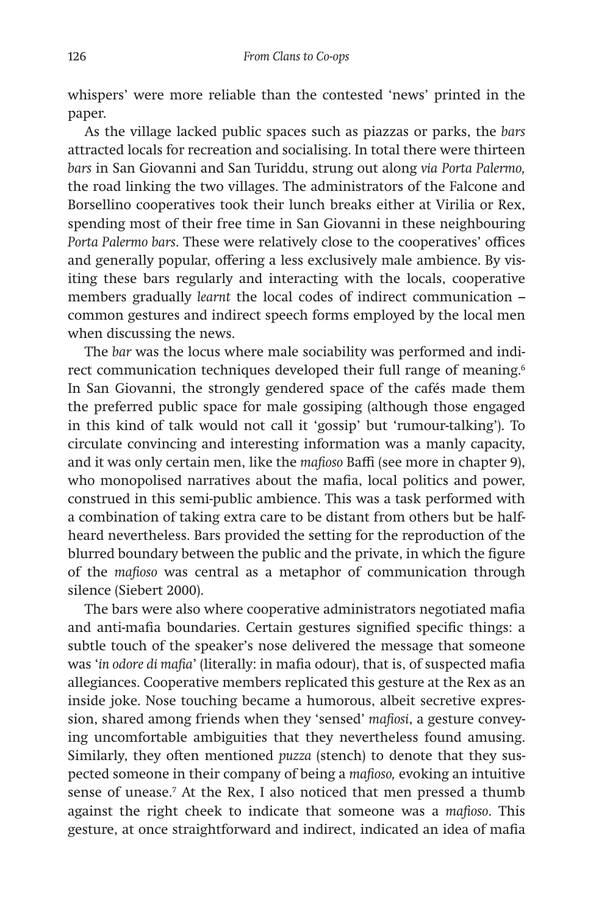whispers' were more reliable than the contested 'news' printed in the paper.

As the village lacked public spaces such as piazzas or parks, the *bars* attracted locals for recreation and socialising. In total there were thirteen *bars* in San Giovanni and San Turiddu, strung out along *via Porta Palermo,* the road linking the two villages. The administrators of the Falcone and Borsellino cooperatives took their lunch breaks either at Virilia or Rex, spending most of their free time in San Giovanni in these neighbouring *Porta Palermo bars*. These were relatively close to the cooperatives' offices and generally popular, offering a less exclusively male ambience. By visiting these bars regularly and interacting with the locals, cooperative members gradually *learnt* the local codes of indirect communication – common gestures and indirect speech forms employed by the local men when discussing the news.

The *bar* was the locus where male sociability was performed and indirect communication techniques developed their full range of meaning.[6] In San Giovanni, the strongly gendered space of the cafés made them the preferred public space for male gossiping (although those engaged in this kind of talk would not call it 'gossip' but 'rumour-talking'). To circulate convincing and interesting information was a manly capacity, and it was only certain men, like the *mafioso* Baffi (see more in chapter 9), who monopolised narratives about the mafia, local politics and power, construed in this semi-public ambience. This was a task performed with a combination of taking extra care to be distant from others but be half-heard nevertheless. Bars provided the setting for the reproduction of the blurred boundary between the public and the private, in which the figure of the *mafioso* was central as a metaphor of communication through silence (Siebert 2000).

The bars were also where cooperative administrators negotiated mafia and anti-mafia boundaries. Certain gestures signified specific things: a subtle touch of the speaker's nose delivered the message that someone was '*in odore di mafia*' (literally: in mafia odour), that is, of suspected mafia allegiances. Cooperative members replicated this gesture at the Rex as an inside joke. Nose touching became a humorous, albeit secretive expression, shared among friends when they 'sensed' *mafiosi*, a gesture conveying uncomfortable ambiguities that they nevertheless found amusing. Similarly, they often mentioned *puzza* (stench) to denote that they suspected someone in their company of being a *mafioso,* evoking an intuitive sense of unease.[7] At the Rex, I also noticed that men pressed a thumb against the right cheek to indicate that someone was a *mafioso*. This gesture, at once straightforward and indirect, indicated an idea of mafia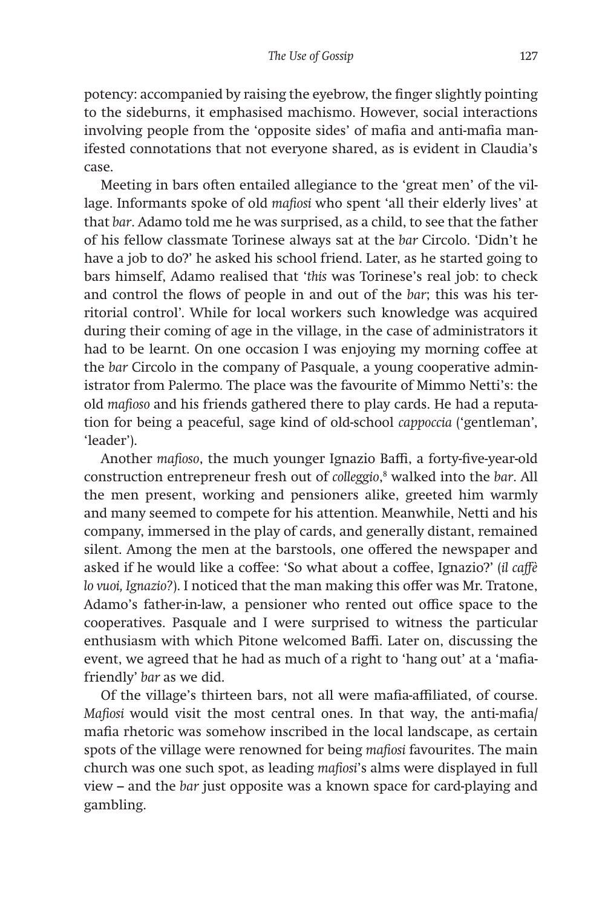potency: accompanied by raising the eyebrow, the finger slightly pointing to the sideburns, it emphasised machismo. However, social interactions involving people from the 'opposite sides' of mafia and anti-mafia manifested connotations that not everyone shared, as is evident in Claudia's case.

Meeting in bars often entailed allegiance to the 'great men' of the village. Informants spoke of old *mafiosi* who spent 'all their elderly lives' at that *bar*. Adamo told me he was surprised, as a child, to see that the father of his fellow classmate Torinese always sat at the *bar* Circolo. 'Didn't he have a job to do?' he asked his school friend. Later, as he started going to bars himself, Adamo realised that '*this* was Torinese's real job: to check and control the flows of people in and out of the *bar*; this was his territorial control'. While for local workers such knowledge was acquired during their coming of age in the village, in the case of administrators it had to be learnt. On one occasion I was enjoying my morning coffee at the *bar* Circolo in the company of Pasquale, a young cooperative administrator from Palermo. The place was the favourite of Mimmo Netti's: the old *mafioso* and his friends gathered there to play cards. He had a reputation for being a peaceful, sage kind of old-school *cappoccia* ('gentleman', 'leader').

Another *mafioso*, the much younger Ignazio Baffi, a forty-five-year-old construction entrepreneur fresh out of *colleggio*,[8] walked into the *bar*. All the men present, working and pensioners alike, greeted him warmly and many seemed to compete for his attention. Meanwhile, Netti and his company, immersed in the play of cards, and generally distant, remained silent. Among the men at the barstools, one offered the newspaper and asked if he would like a coffee: 'So what about a coffee, Ignazio?' (*il caffè lo vuoi, Ignazio?*). I noticed that the man making this offer was Mr. Tratone, Adamo's father-in-law, a pensioner who rented out office space to the cooperatives. Pasquale and I were surprised to witness the particular enthusiasm with which Pitone welcomed Baffi. Later on, discussing the event, we agreed that he had as much of a right to 'hang out' at a 'mafia-friendly' *bar* as we did.

Of the village's thirteen bars, not all were mafia-affiliated, of course. *Mafiosi* would visit the most central ones. In that way, the anti-mafia/mafia rhetoric was somehow inscribed in the local landscape, as certain spots of the village were renowned for being *mafiosi* favourites. The main church was one such spot, as leading *mafiosi*'s alms were displayed in full view – and the *bar* just opposite was a known space for card-playing and gambling.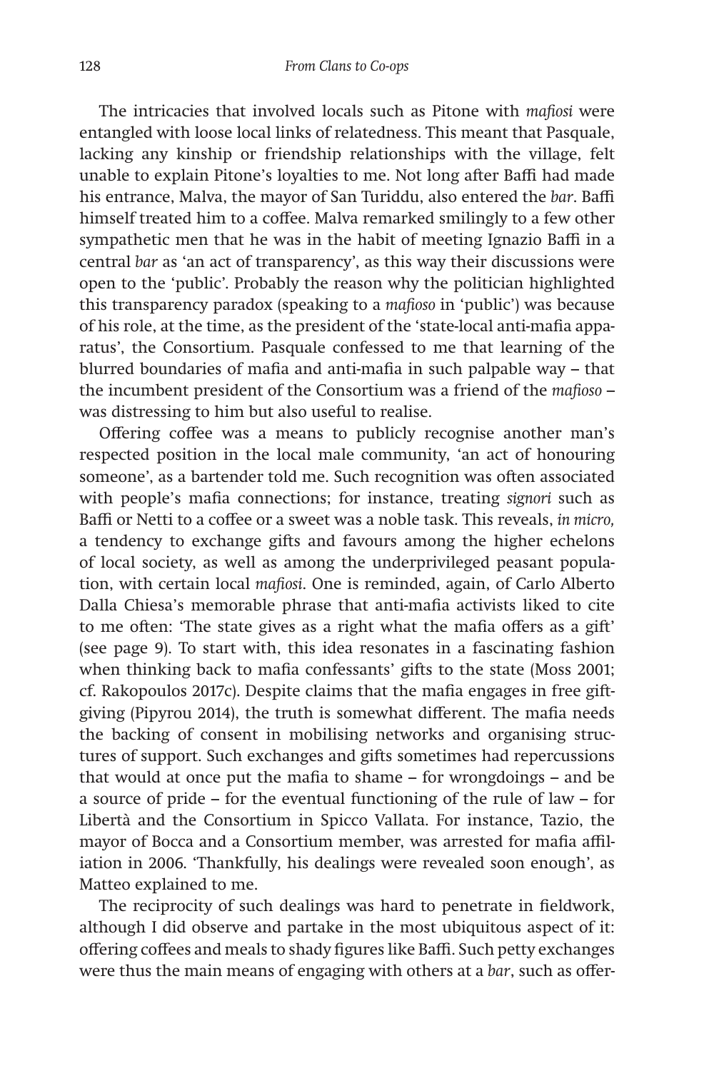The intricacies that involved locals such as Pitone with *mafiosi* were entangled with loose local links of relatedness. This meant that Pasquale, lacking any kinship or friendship relationships with the village, felt unable to explain Pitone's loyalties to me. Not long after Baffi had made his entrance, Malva, the mayor of San Turiddu, also entered the *bar*. Baffi himself treated him to a coffee. Malva remarked smilingly to a few other sympathetic men that he was in the habit of meeting Ignazio Baffi in a central *bar* as 'an act of transparency', as this way their discussions were open to the 'public'. Probably the reason why the politician highlighted this transparency paradox (speaking to a *mafioso* in 'public') was because of his role, at the time, as the president of the 'state-local anti-mafia apparatus', the Consortium. Pasquale confessed to me that learning of the blurred boundaries of mafia and anti-mafia in such palpable way – that the incumbent president of the Consortium was a friend of the *mafioso* – was distressing to him but also useful to realise.

Offering coffee was a means to publicly recognise another man's respected position in the local male community, 'an act of honouring someone', as a bartender told me. Such recognition was often associated with people's mafia connections; for instance, treating *signori* such as Baffi or Netti to a coffee or a sweet was a noble task. This reveals, *in micro,* a tendency to exchange gifts and favours among the higher echelons of local society, as well as among the underprivileged peasant population, with certain local *mafiosi*. One is reminded, again, of Carlo Alberto Dalla Chiesa's memorable phrase that anti-mafia activists liked to cite to me often: 'The state gives as a right what the mafia offers as a gift' (see page 9). To start with, this idea resonates in a fascinating fashion when thinking back to mafia confessants' gifts to the state (Moss 2001; cf. Rakopoulos 2017c). Despite claims that the mafia engages in free gift-giving (Pipyrou 2014), the truth is somewhat different. The mafia needs the backing of consent in mobilising networks and organising structures of support. Such exchanges and gifts sometimes had repercussions that would at once put the mafia to shame – for wrongdoings – and be a source of pride – for the eventual functioning of the rule of law – for Libertà and the Consortium in Spicco Vallata. For instance, Tazio, the mayor of Bocca and a Consortium member, was arrested for mafia affiliation in 2006. 'Thankfully, his dealings were revealed soon enough', as Matteo explained to me.

The reciprocity of such dealings was hard to penetrate in fieldwork, although I did observe and partake in the most ubiquitous aspect of it: offering coffees and meals to shady figures like Baffi. Such petty exchanges were thus the main means of engaging with others at a *bar*, such as offer-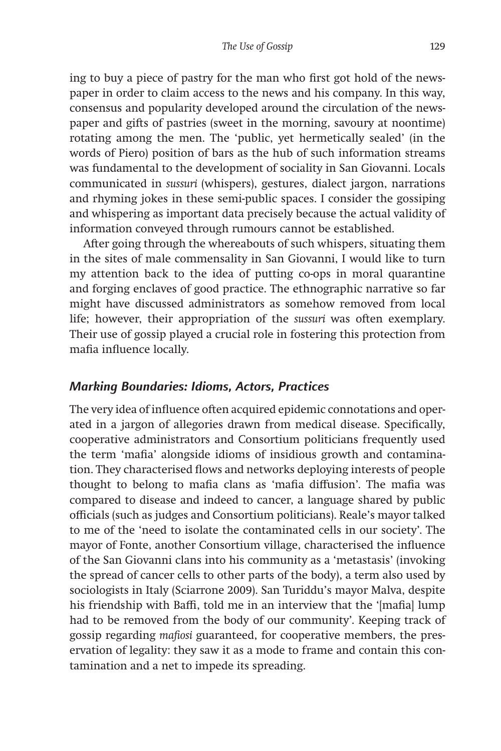ing to buy a piece of pastry for the man who first got hold of the newspaper in order to claim access to the news and his company. In this way, consensus and popularity developed around the circulation of the newspaper and gifts of pastries (sweet in the morning, savoury at noontime) rotating among the men. The 'public, yet hermetically sealed' (in the words of Piero) position of bars as the hub of such information streams was fundamental to the development of sociality in San Giovanni. Locals communicated in *sussuri* (whispers), gestures, dialect jargon, narrations and rhyming jokes in these semi-public spaces. I consider the gossiping and whispering as important data precisely because the actual validity of information conveyed through rumours cannot be established.

After going through the whereabouts of such whispers, situating them in the sites of male commensality in San Giovanni, I would like to turn my attention back to the idea of putting co-ops in moral quarantine and forging enclaves of good practice. The ethnographic narrative so far might have discussed administrators as somehow removed from local life; however, their appropriation of the *sussuri* was often exemplary. Their use of gossip played a crucial role in fostering this protection from mafia influence locally.

## *Marking Boundaries: Idioms, Actors, Practices*

The very idea of influence often acquired epidemic connotations and operated in a jargon of allegories drawn from medical disease. Specifically, cooperative administrators and Consortium politicians frequently used the term 'mafia' alongside idioms of insidious growth and contamination. They characterised flows and networks deploying interests of people thought to belong to mafia clans as 'mafia diffusion'. The mafia was compared to disease and indeed to cancer, a language shared by public officials (such as judges and Consortium politicians). Reale's mayor talked to me of the 'need to isolate the contaminated cells in our society'. The mayor of Fonte, another Consortium village, characterised the influence of the San Giovanni clans into his community as a 'metastasis' (invoking the spread of cancer cells to other parts of the body), a term also used by sociologists in Italy (Sciarrone 2009). San Turiddu's mayor Malva, despite his friendship with Baffi, told me in an interview that the '[mafia] lump had to be removed from the body of our community'. Keeping track of gossip regarding *mafiosi* guaranteed, for cooperative members, the preservation of legality: they saw it as a mode to frame and contain this contamination and a net to impede its spreading.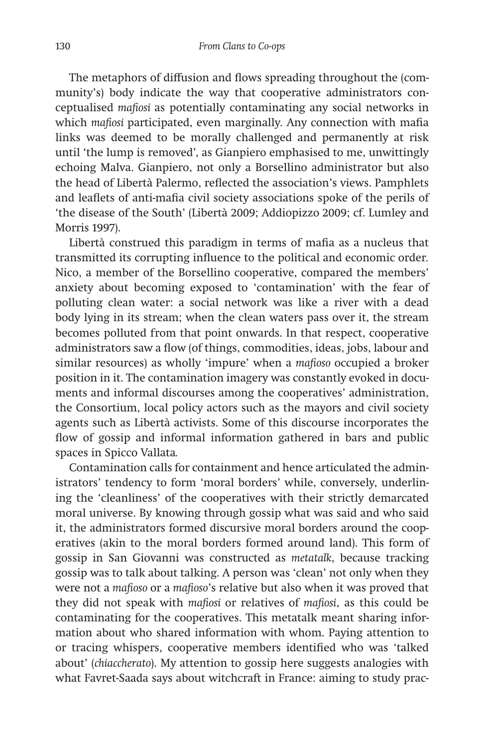The metaphors of diffusion and flows spreading throughout the (community's) body indicate the way that cooperative administrators conceptualised *mafiosi* as potentially contaminating any social networks in which *mafiosi* participated, even marginally. Any connection with mafia links was deemed to be morally challenged and permanently at risk until 'the lump is removed', as Gianpiero emphasised to me, unwittingly echoing Malva. Gianpiero, not only a Borsellino administrator but also the head of Libertà Palermo, reflected the association's views. Pamphlets and leaflets of anti-mafia civil society associations spoke of the perils of 'the disease of the South' (Libertà 2009; Addiopizzo 2009; cf. Lumley and Morris 1997).

Libertà construed this paradigm in terms of mafia as a nucleus that transmitted its corrupting influence to the political and economic order. Nico, a member of the Borsellino cooperative, compared the members' anxiety about becoming exposed to 'contamination' with the fear of polluting clean water: a social network was like a river with a dead body lying in its stream; when the clean waters pass over it, the stream becomes polluted from that point onwards. In that respect, cooperative administrators saw a flow (of things, commodities, ideas, jobs, labour and similar resources) as wholly 'impure' when a *mafioso* occupied a broker position in it. The contamination imagery was constantly evoked in documents and informal discourses among the cooperatives' administration, the Consortium, local policy actors such as the mayors and civil society agents such as Libertà activists. Some of this discourse incorporates the flow of gossip and informal information gathered in bars and public spaces in Spicco Vallata.

Contamination calls for containment and hence articulated the administrators' tendency to form 'moral borders' while, conversely, underlining the 'cleanliness' of the cooperatives with their strictly demarcated moral universe. By knowing through gossip what was said and who said it, the administrators formed discursive moral borders around the cooperatives (akin to the moral borders formed around land). This form of gossip in San Giovanni was constructed as *metatalk*, because tracking gossip was to talk about talking. A person was 'clean' not only when they were not a *mafioso* or a *mafioso*'s relative but also when it was proved that they did not speak with *mafiosi* or relatives of *mafiosi*, as this could be contaminating for the cooperatives. This metatalk meant sharing information about who shared information with whom. Paying attention to or tracing whispers, cooperative members identified who was 'talked about' (*chiaccherato*). My attention to gossip here suggests analogies with what Favret-Saada says about witchcraft in France: aiming to study prac-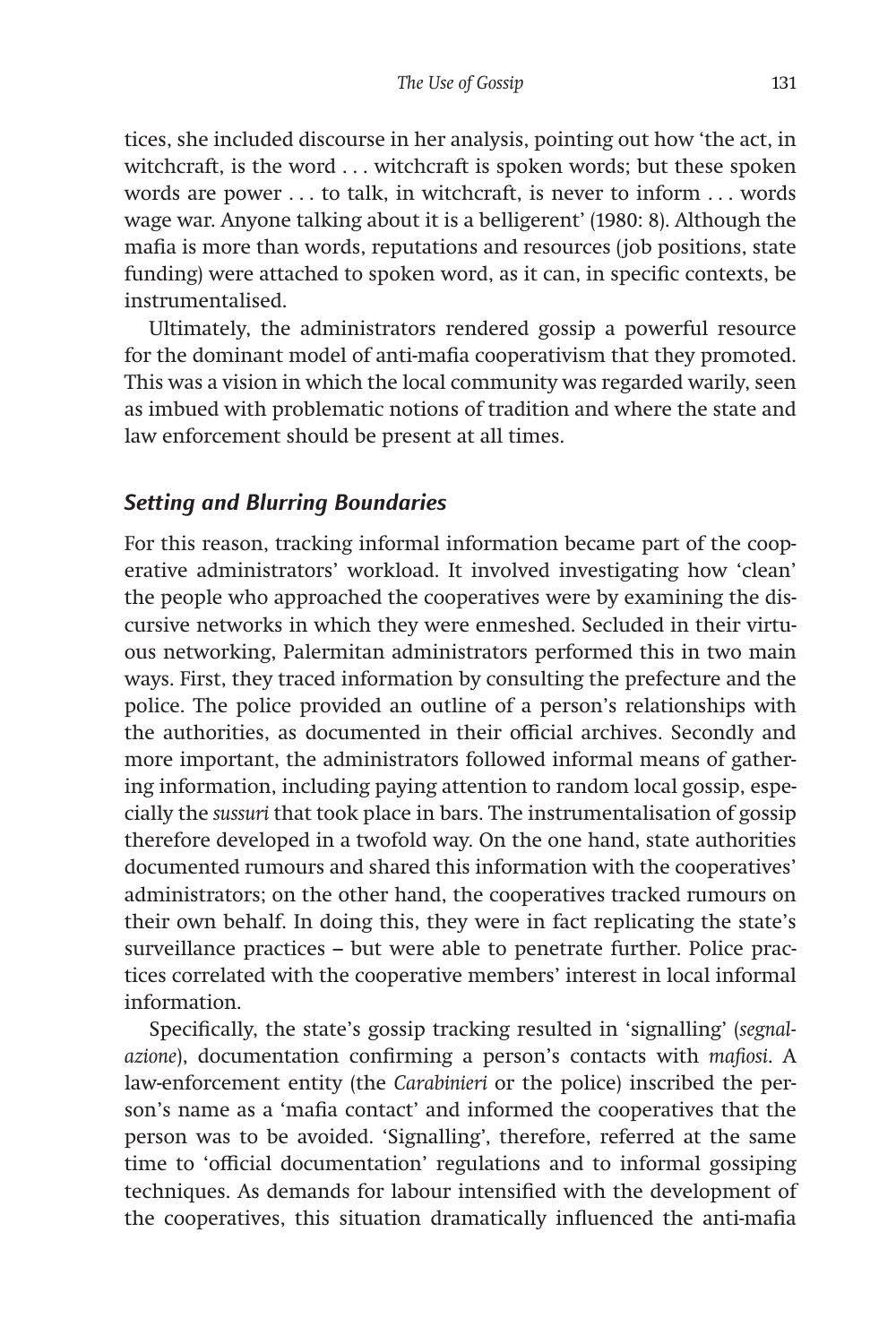tices, she included discourse in her analysis, pointing out how 'the act, in witchcraft, is the word . . . witchcraft is spoken words; but these spoken words are power . . . to talk, in witchcraft, is never to inform . . . words wage war. Anyone talking about it is a belligerent' (1980: 8). Although the mafia is more than words, reputations and resources (job positions, state funding) were attached to spoken word, as it can, in specific contexts, be instrumentalised.

Ultimately, the administrators rendered gossip a powerful resource for the dominant model of anti-mafia cooperativism that they promoted. This was a vision in which the local community was regarded warily, seen as imbued with problematic notions of tradition and where the state and law enforcement should be present at all times.

### *Setting and Blurring Boundaries*

For this reason, tracking informal information became part of the cooperative administrators' workload. It involved investigating how 'clean' the people who approached the cooperatives were by examining the discursive networks in which they were enmeshed. Secluded in their virtuous networking, Palermitan administrators performed this in two main ways. First, they traced information by consulting the prefecture and the police. The police provided an outline of a person's relationships with the authorities, as documented in their official archives. Secondly and more important, the administrators followed informal means of gathering information, including paying attention to random local gossip, especially the *sussuri* that took place in bars. The instrumentalisation of gossip therefore developed in a twofold way. On the one hand, state authorities documented rumours and shared this information with the cooperatives' administrators; on the other hand, the cooperatives tracked rumours on their own behalf. In doing this, they were in fact replicating the state's surveillance practices – but were able to penetrate further. Police practices correlated with the cooperative members' interest in local informal information.

Specifically, the state's gossip tracking resulted in 'signalling' (*segnalazione*), documentation confirming a person's contacts with *mafiosi*. A law-enforcement entity (the *Carabinieri* or the police) inscribed the person's name as a 'mafia contact' and informed the cooperatives that the person was to be avoided. 'Signalling', therefore, referred at the same time to 'official documentation' regulations and to informal gossiping techniques. As demands for labour intensified with the development of the cooperatives, this situation dramatically influenced the anti-mafia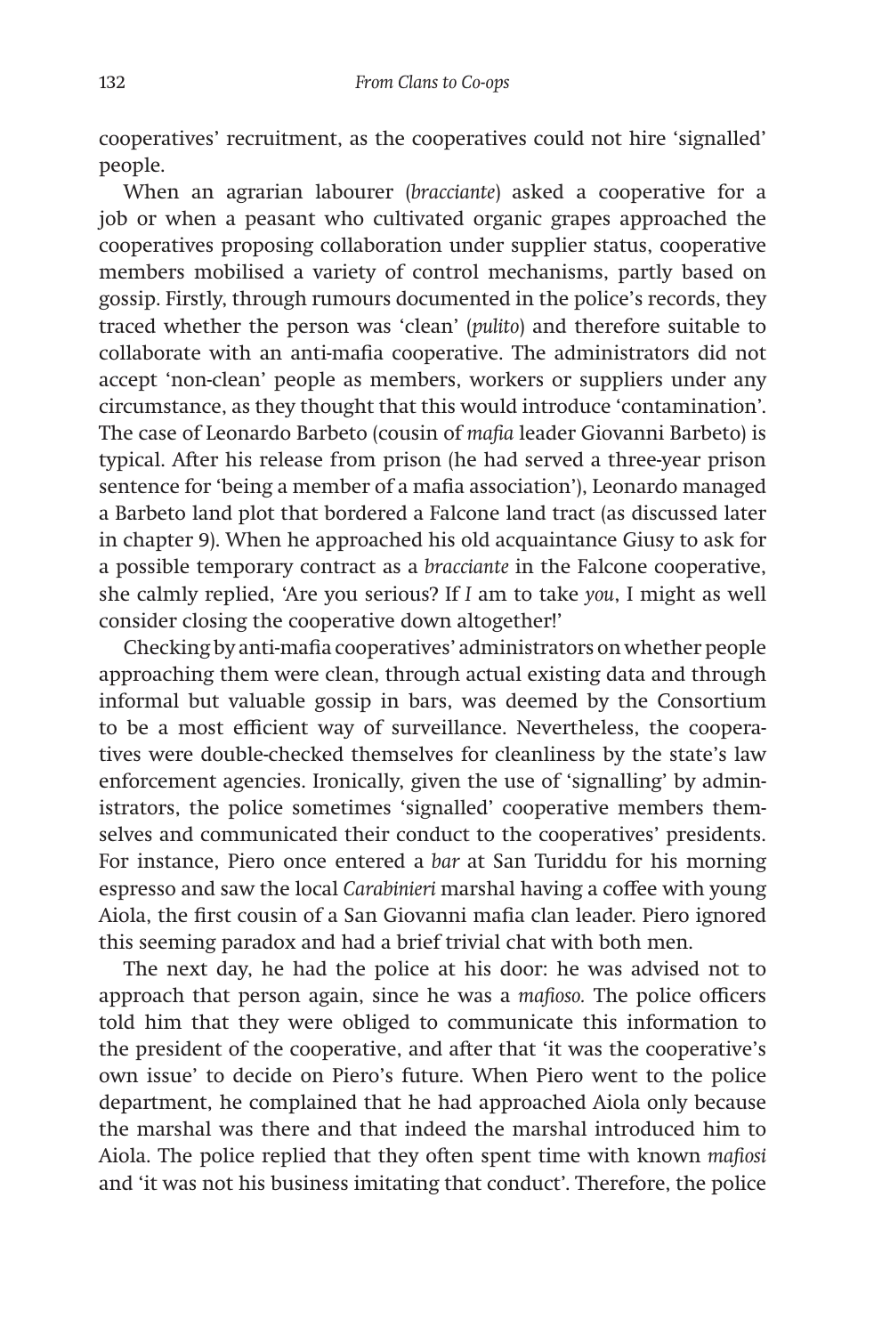cooperatives' recruitment, as the cooperatives could not hire 'signalled' people.

When an agrarian labourer (*bracciante*) asked a cooperative for a job or when a peasant who cultivated organic grapes approached the cooperatives proposing collaboration under supplier status, cooperative members mobilised a variety of control mechanisms, partly based on gossip. Firstly, through rumours documented in the police's records, they traced whether the person was 'clean' (*pulito*) and therefore suitable to collaborate with an anti-mafia cooperative. The administrators did not accept 'non-clean' people as members, workers or suppliers under any circumstance, as they thought that this would introduce 'contamination'. The case of Leonardo Barbeto (cousin of *mafia* leader Giovanni Barbeto) is typical. After his release from prison (he had served a three-year prison sentence for 'being a member of a mafia association'), Leonardo managed a Barbeto land plot that bordered a Falcone land tract (as discussed later in chapter 9). When he approached his old acquaintance Giusy to ask for a possible temporary contract as a *bracciante* in the Falcone cooperative, she calmly replied, 'Are you serious? If *I* am to take *you*, I might as well consider closing the cooperative down altogether!'

Checking by anti-mafia cooperatives' administrators on whether people approaching them were clean, through actual existing data and through informal but valuable gossip in bars, was deemed by the Consortium to be a most efficient way of surveillance. Nevertheless, the cooperatives were double-checked themselves for cleanliness by the state's law enforcement agencies. Ironically, given the use of 'signalling' by administrators, the police sometimes 'signalled' cooperative members themselves and communicated their conduct to the cooperatives' presidents. For instance, Piero once entered a *bar* at San Turiddu for his morning espresso and saw the local *Carabinieri* marshal having a coffee with young Aiola, the first cousin of a San Giovanni mafia clan leader. Piero ignored this seeming paradox and had a brief trivial chat with both men.

The next day, he had the police at his door: he was advised not to approach that person again, since he was a *mafioso.* The police officers told him that they were obliged to communicate this information to the president of the cooperative, and after that 'it was the cooperative's own issue' to decide on Piero's future. When Piero went to the police department, he complained that he had approached Aiola only because the marshal was there and that indeed the marshal introduced him to Aiola. The police replied that they often spent time with known *mafiosi* and 'it was not his business imitating that conduct'. Therefore, the police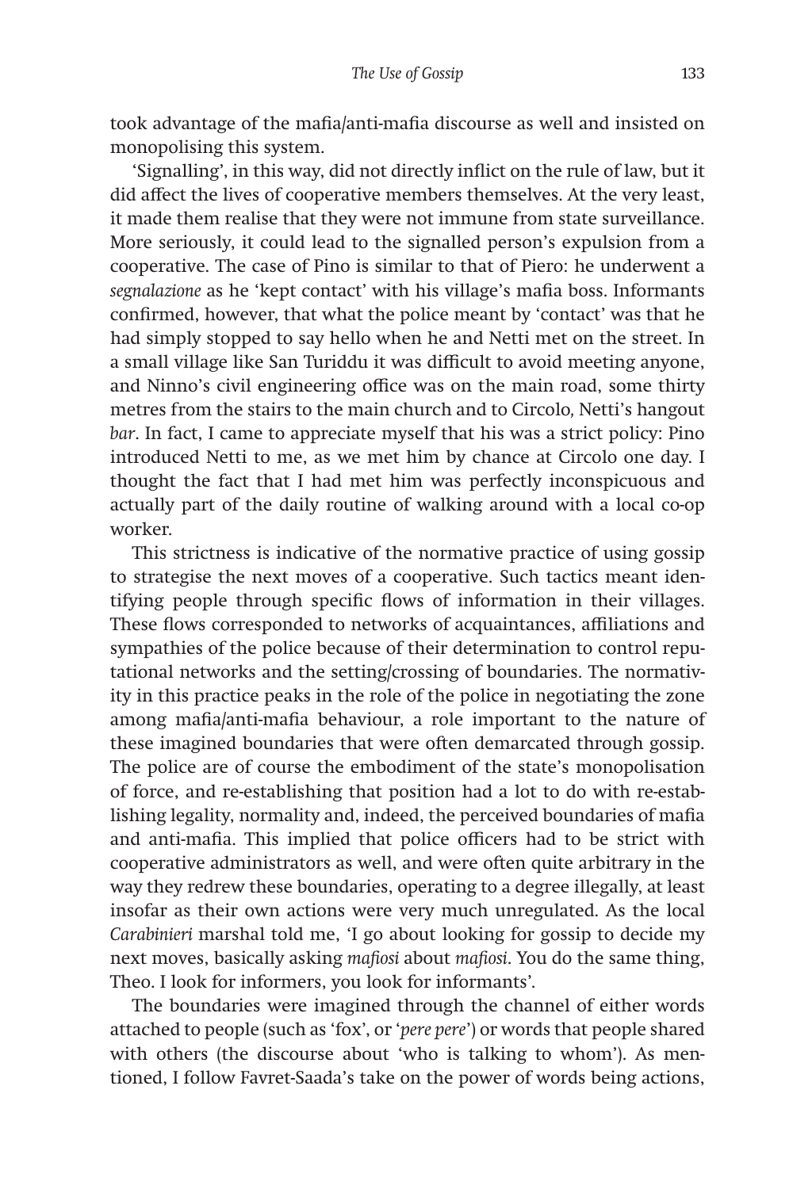took advantage of the mafia/anti-mafia discourse as well and insisted on monopolising this system.

'Signalling', in this way, did not directly inflict on the rule of law, but it did affect the lives of cooperative members themselves. At the very least, it made them realise that they were not immune from state surveillance. More seriously, it could lead to the signalled person's expulsion from a cooperative. The case of Pino is similar to that of Piero: he underwent a *segnalazione* as he 'kept contact' with his village's mafia boss. Informants confirmed, however, that what the police meant by 'contact' was that he had simply stopped to say hello when he and Netti met on the street. In a small village like San Turiddu it was difficult to avoid meeting anyone, and Ninno's civil engineering office was on the main road, some thirty metres from the stairs to the main church and to Circolo, Netti's hangout *bar*. In fact, I came to appreciate myself that his was a strict policy: Pino introduced Netti to me, as we met him by chance at Circolo one day. I thought the fact that I had met him was perfectly inconspicuous and actually part of the daily routine of walking around with a local co-op worker.

This strictness is indicative of the normative practice of using gossip to strategise the next moves of a cooperative. Such tactics meant identifying people through specific flows of information in their villages. These flows corresponded to networks of acquaintances, affiliations and sympathies of the police because of their determination to control reputational networks and the setting/crossing of boundaries. The normativity in this practice peaks in the role of the police in negotiating the zone among mafia/anti-mafia behaviour, a role important to the nature of these imagined boundaries that were often demarcated through gossip. The police are of course the embodiment of the state's monopolisation of force, and re-establishing that position had a lot to do with re-establishing legality, normality and, indeed, the perceived boundaries of mafia and anti-mafia. This implied that police officers had to be strict with cooperative administrators as well, and were often quite arbitrary in the way they redrew these boundaries, operating to a degree illegally, at least insofar as their own actions were very much unregulated. As the local *Carabinieri* marshal told me, 'I go about looking for gossip to decide my next moves, basically asking *mafiosi* about *mafiosi*. You do the same thing, Theo. I look for informers, you look for informants'.

The boundaries were imagined through the channel of either words attached to people (such as 'fox', or '*pere pere*') or words that people shared with others (the discourse about 'who is talking to whom'). As mentioned, I follow Favret-Saada's take on the power of words being actions,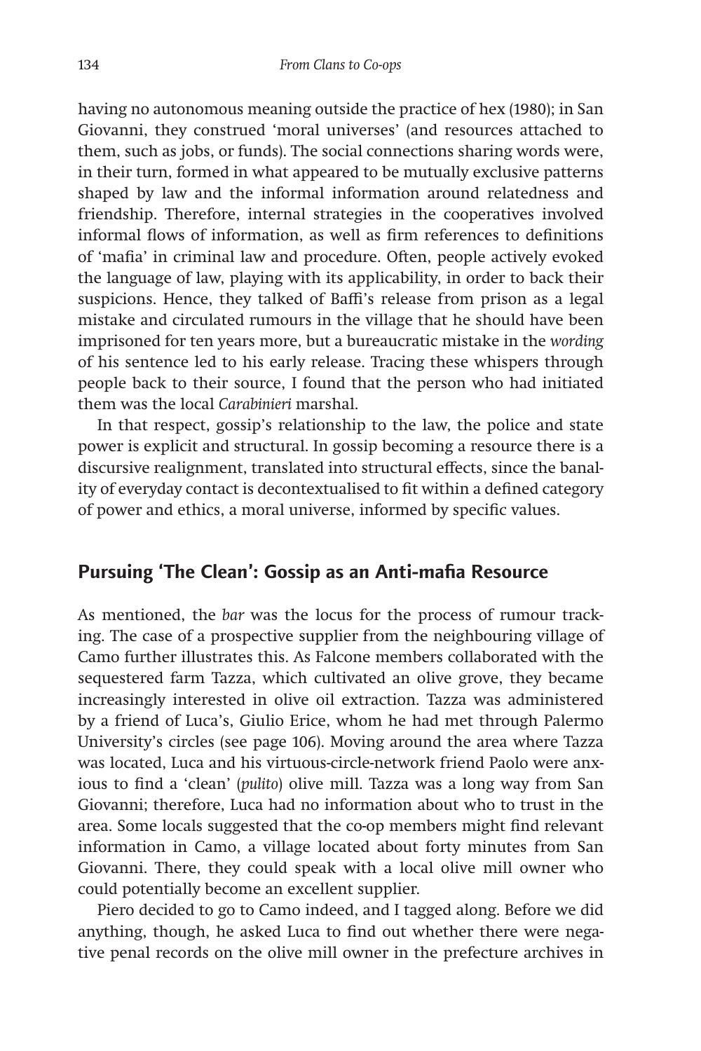having no autonomous meaning outside the practice of hex (1980); in San Giovanni, they construed 'moral universes' (and resources attached to them, such as jobs, or funds). The social connections sharing words were, in their turn, formed in what appeared to be mutually exclusive patterns shaped by law and the informal information around relatedness and friendship. Therefore, internal strategies in the cooperatives involved informal flows of information, as well as firm references to definitions of 'mafia' in criminal law and procedure. Often, people actively evoked the language of law, playing with its applicability, in order to back their suspicions. Hence, they talked of Baffi's release from prison as a legal mistake and circulated rumours in the village that he should have been imprisoned for ten years more, but a bureaucratic mistake in the *wording* of his sentence led to his early release. Tracing these whispers through people back to their source, I found that the person who had initiated them was the local *Carabinieri* marshal.

In that respect, gossip's relationship to the law, the police and state power is explicit and structural. In gossip becoming a resource there is a discursive realignment, translated into structural effects, since the banality of everyday contact is decontextualised to fit within a defined category of power and ethics, a moral universe, informed by specific values.

## Pursuing 'The Clean': Gossip as an Anti-mafia Resource

As mentioned, the *bar* was the locus for the process of rumour tracking. The case of a prospective supplier from the neighbouring village of Camo further illustrates this. As Falcone members collaborated with the sequestered farm Tazza, which cultivated an olive grove, they became increasingly interested in olive oil extraction. Tazza was administered by a friend of Luca's, Giulio Erice, whom he had met through Palermo University's circles (see page 106). Moving around the area where Tazza was located, Luca and his virtuous-circle-network friend Paolo were anxious to find a 'clean' (*pulito*) olive mill. Tazza was a long way from San Giovanni; therefore, Luca had no information about who to trust in the area. Some locals suggested that the co-op members might find relevant information in Camo, a village located about forty minutes from San Giovanni. There, they could speak with a local olive mill owner who could potentially become an excellent supplier.

Piero decided to go to Camo indeed, and I tagged along. Before we did anything, though, he asked Luca to find out whether there were negative penal records on the olive mill owner in the prefecture archives in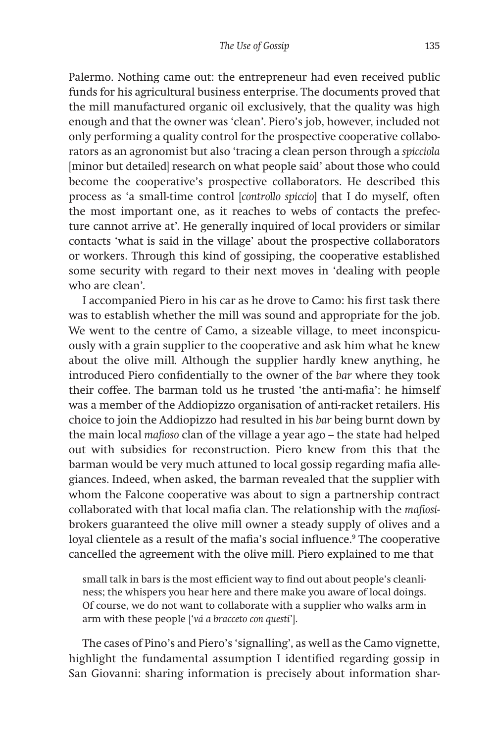Palermo. Nothing came out: the entrepreneur had even received public funds for his agricultural business enterprise. The documents proved that the mill manufactured organic oil exclusively, that the quality was high enough and that the owner was 'clean'. Piero's job, however, included not only performing a quality control for the prospective cooperative collaborators as an agronomist but also 'tracing a clean person through a *spicciola* [minor but detailed] research on what people said' about those who could become the cooperative's prospective collaborators. He described this process as 'a small-time control [*controllo spiccio*] that I do myself, often the most important one, as it reaches to webs of contacts the prefecture cannot arrive at'. He generally inquired of local providers or similar contacts 'what is said in the village' about the prospective collaborators or workers. Through this kind of gossiping, the cooperative established some security with regard to their next moves in 'dealing with people who are clean'.

I accompanied Piero in his car as he drove to Camo: his first task there was to establish whether the mill was sound and appropriate for the job. We went to the centre of Camo, a sizeable village, to meet inconspicuously with a grain supplier to the cooperative and ask him what he knew about the olive mill*.* Although the supplier hardly knew anything, he introduced Piero confidentially to the owner of the *bar* where they took their coffee. The barman told us he trusted 'the anti-mafia': he himself was a member of the Addiopizzo organisation of anti-racket retailers. His choice to join the Addiopizzo had resulted in his *bar* being burnt down by the main local *mafioso* clan of the village a year ago – the state had helped out with subsidies for reconstruction. Piero knew from this that the barman would be very much attuned to local gossip regarding mafia allegiances. Indeed, when asked, the barman revealed that the supplier with whom the Falcone cooperative was about to sign a partnership contract collaborated with that local mafia clan. The relationship with the *mafiosi*-brokers guaranteed the olive mill owner a steady supply of olives and a loyal clientele as a result of the mafia's social influence.[9] The cooperative cancelled the agreement with the olive mill. Piero explained to me that

> small talk in bars is the most efficient way to find out about people's cleanliness; the whispers you hear here and there make you aware of local doings. Of course, we do not want to collaborate with a supplier who walks arm in arm with these people ['*vá a bracceto con questi*'].

The cases of Pino's and Piero's 'signalling', as well as the Camo vignette, highlight the fundamental assumption I identified regarding gossip in San Giovanni: sharing information is precisely about information shar-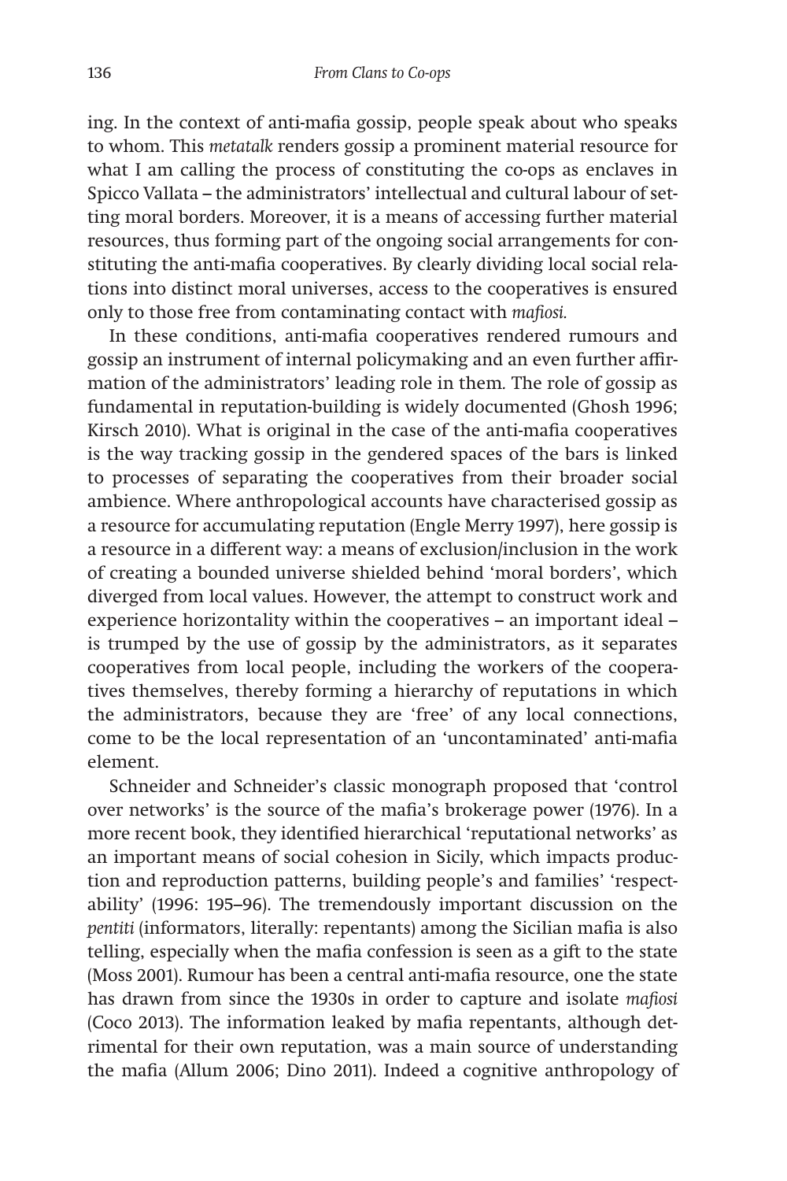ing. In the context of anti-mafia gossip, people speak about who speaks to whom. This *metatalk* renders gossip a prominent material resource for what I am calling the process of constituting the co-ops as enclaves in Spicco Vallata – the administrators' intellectual and cultural labour of setting moral borders. Moreover, it is a means of accessing further material resources, thus forming part of the ongoing social arrangements for constituting the anti-mafia cooperatives. By clearly dividing local social relations into distinct moral universes, access to the cooperatives is ensured only to those free from contaminating contact with *mafiosi.*

In these conditions, anti-mafia cooperatives rendered rumours and gossip an instrument of internal policymaking and an even further affirmation of the administrators' leading role in them. The role of gossip as fundamental in reputation-building is widely documented (Ghosh 1996; Kirsch 2010). What is original in the case of the anti-mafia cooperatives is the way tracking gossip in the gendered spaces of the bars is linked to processes of separating the cooperatives from their broader social ambience. Where anthropological accounts have characterised gossip as a resource for accumulating reputation (Engle Merry 1997), here gossip is a resource in a different way: a means of exclusion/inclusion in the work of creating a bounded universe shielded behind 'moral borders', which diverged from local values. However, the attempt to construct work and experience horizontality within the cooperatives – an important ideal – is trumped by the use of gossip by the administrators, as it separates cooperatives from local people, including the workers of the cooperatives themselves, thereby forming a hierarchy of reputations in which the administrators, because they are 'free' of any local connections, come to be the local representation of an 'uncontaminated' anti-mafia element.

Schneider and Schneider's classic monograph proposed that 'control over networks' is the source of the mafia's brokerage power (1976). In a more recent book, they identified hierarchical 'reputational networks' as an important means of social cohesion in Sicily, which impacts production and reproduction patterns, building people's and families' 'respectability' (1996: 195–96). The tremendously important discussion on the *pentiti* (informators, literally: repentants) among the Sicilian mafia is also telling, especially when the mafia confession is seen as a gift to the state (Moss 2001). Rumour has been a central anti-mafia resource, one the state has drawn from since the 1930s in order to capture and isolate *mafiosi* (Coco 2013). The information leaked by mafia repentants, although detrimental for their own reputation, was a main source of understanding the mafia (Allum 2006; Dino 2011). Indeed a cognitive anthropology of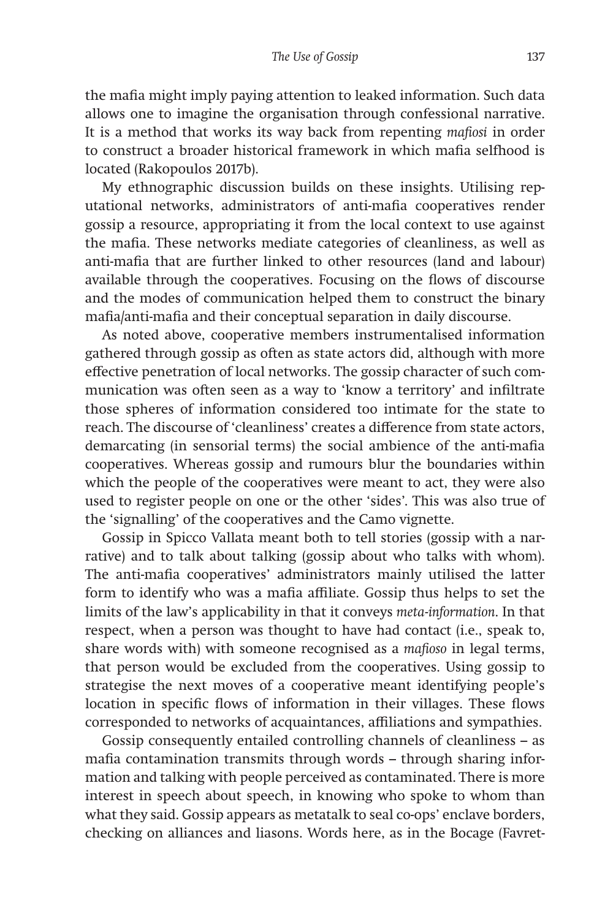the mafia might imply paying attention to leaked information. Such data allows one to imagine the organisation through confessional narrative. It is a method that works its way back from repenting *mafiosi* in order to construct a broader historical framework in which mafia selfhood is located (Rakopoulos 2017b).

My ethnographic discussion builds on these insights. Utilising reputational networks, administrators of anti-mafia cooperatives render gossip a resource, appropriating it from the local context to use against the mafia. These networks mediate categories of cleanliness, as well as anti-mafia that are further linked to other resources (land and labour) available through the cooperatives. Focusing on the flows of discourse and the modes of communication helped them to construct the binary mafia/anti-mafia and their conceptual separation in daily discourse.

As noted above, cooperative members instrumentalised information gathered through gossip as often as state actors did, although with more effective penetration of local networks. The gossip character of such communication was often seen as a way to 'know a territory' and infiltrate those spheres of information considered too intimate for the state to reach. The discourse of 'cleanliness' creates a difference from state actors, demarcating (in sensorial terms) the social ambience of the anti-mafia cooperatives. Whereas gossip and rumours blur the boundaries within which the people of the cooperatives were meant to act, they were also used to register people on one or the other 'sides'. This was also true of the 'signalling' of the cooperatives and the Camo vignette.

Gossip in Spicco Vallata meant both to tell stories (gossip with a narrative) and to talk about talking (gossip about who talks with whom). The anti-mafia cooperatives' administrators mainly utilised the latter form to identify who was a mafia affiliate. Gossip thus helps to set the limits of the law's applicability in that it conveys *meta-information*. In that respect, when a person was thought to have had contact (i.e., speak to, share words with) with someone recognised as a *mafioso* in legal terms, that person would be excluded from the cooperatives. Using gossip to strategise the next moves of a cooperative meant identifying people's location in specific flows of information in their villages. These flows corresponded to networks of acquaintances, affiliations and sympathies.

Gossip consequently entailed controlling channels of cleanliness – as mafia contamination transmits through words – through sharing information and talking with people perceived as contaminated. There is more interest in speech about speech, in knowing who spoke to whom than what they said. Gossip appears as metatalk to seal co-ops' enclave borders, checking on alliances and liasons. Words here, as in the Bocage (Favret-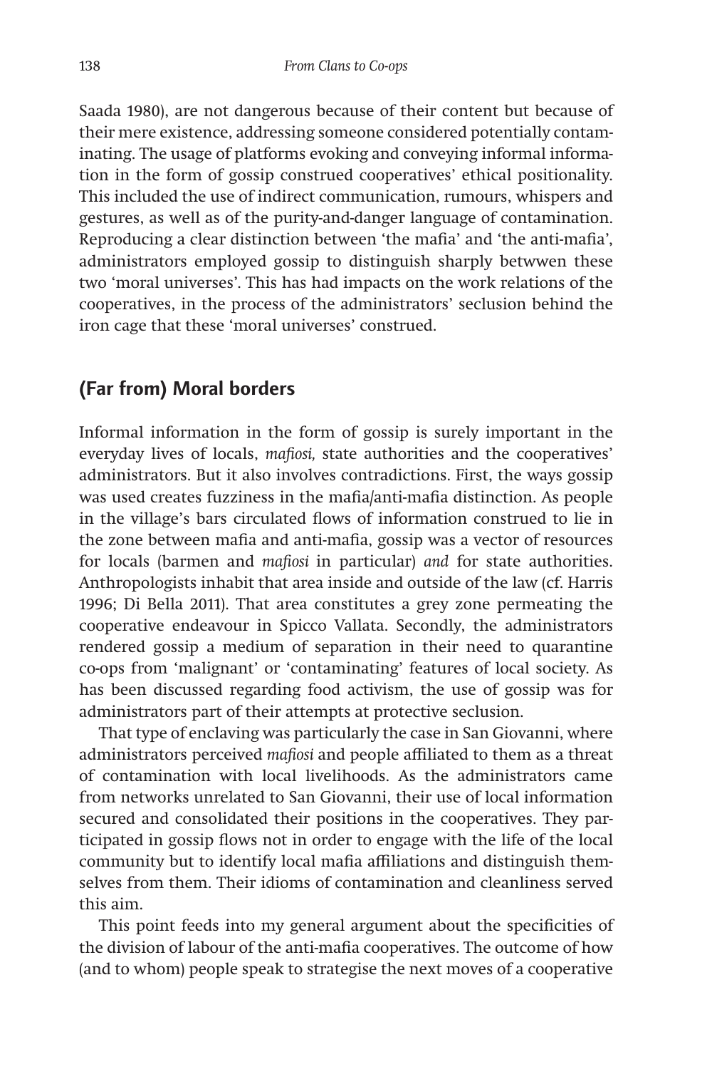Saada 1980), are not dangerous because of their content but because of their mere existence, addressing someone considered potentially contaminating. The usage of platforms evoking and conveying informal information in the form of gossip construed cooperatives' ethical positionality. This included the use of indirect communication, rumours, whispers and gestures, as well as of the purity-and-danger language of contamination. Reproducing a clear distinction between 'the mafia' and 'the anti-mafia', administrators employed gossip to distinguish sharply betwwen these two 'moral universes'. This has had impacts on the work relations of the cooperatives, in the process of the administrators' seclusion behind the iron cage that these 'moral universes' construed.

## (Far from) Moral borders

Informal information in the form of gossip is surely important in the everyday lives of locals, *mafiosi,* state authorities and the cooperatives' administrators. But it also involves contradictions. First, the ways gossip was used creates fuzziness in the mafia/anti-mafia distinction. As people in the village's bars circulated flows of information construed to lie in the zone between mafia and anti-mafia, gossip was a vector of resources for locals (barmen and *mafiosi* in particular) *and* for state authorities. Anthropologists inhabit that area inside and outside of the law (cf. Harris 1996; Di Bella 2011). That area constitutes a grey zone permeating the cooperative endeavour in Spicco Vallata. Secondly, the administrators rendered gossip a medium of separation in their need to quarantine co-ops from 'malignant' or 'contaminating' features of local society. As has been discussed regarding food activism, the use of gossip was for administrators part of their attempts at protective seclusion.

That type of enclaving was particularly the case in San Giovanni, where administrators perceived *mafiosi* and people affiliated to them as a threat of contamination with local livelihoods. As the administrators came from networks unrelated to San Giovanni, their use of local information secured and consolidated their positions in the cooperatives. They participated in gossip flows not in order to engage with the life of the local community but to identify local mafia affiliations and distinguish themselves from them. Their idioms of contamination and cleanliness served this aim.

This point feeds into my general argument about the specificities of the division of labour of the anti-mafia cooperatives. The outcome of how (and to whom) people speak to strategise the next moves of a cooperative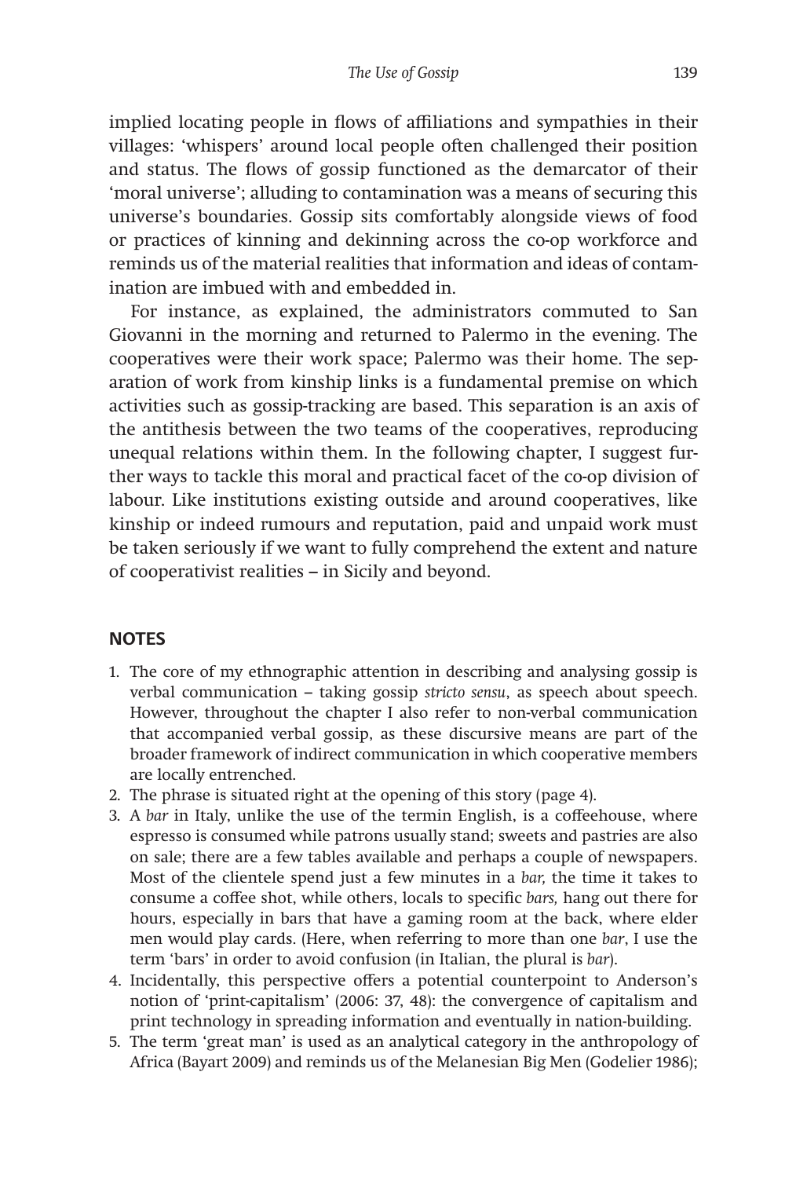implied locating people in flows of affiliations and sympathies in their villages: 'whispers' around local people often challenged their position and status. The flows of gossip functioned as the demarcator of their 'moral universe'; alluding to contamination was a means of securing this universe's boundaries. Gossip sits comfortably alongside views of food or practices of kinning and dekinning across the co-op workforce and reminds us of the material realities that information and ideas of contamination are imbued with and embedded in.

For instance, as explained, the administrators commuted to San Giovanni in the morning and returned to Palermo in the evening. The cooperatives were their work space; Palermo was their home. The separation of work from kinship links is a fundamental premise on which activities such as gossip-tracking are based. This separation is an axis of the antithesis between the two teams of the cooperatives, reproducing unequal relations within them. In the following chapter, I suggest further ways to tackle this moral and practical facet of the co-op division of labour. Like institutions existing outside and around cooperatives, like kinship or indeed rumours and reputation, paid and unpaid work must be taken seriously if we want to fully comprehend the extent and nature of cooperativist realities – in Sicily and beyond.

## NOTES

1. The core of my ethnographic attention in describing and analysing gossip is verbal communication – taking gossip *stricto sensu*, as speech about speech. However, throughout the chapter I also refer to non-verbal communication that accompanied verbal gossip, as these discursive means are part of the broader framework of indirect communication in which cooperative members are locally entrenched.
2. The phrase is situated right at the opening of this story (page 4).
3. A *bar* in Italy, unlike the use of the termin English, is a coffeehouse, where espresso is consumed while patrons usually stand; sweets and pastries are also on sale; there are a few tables available and perhaps a couple of newspapers. Most of the clientele spend just a few minutes in a *bar,* the time it takes to consume a coffee shot, while others, locals to specific *bars,* hang out there for hours, especially in bars that have a gaming room at the back, where elder men would play cards. (Here, when referring to more than one *bar*, I use the term 'bars' in order to avoid confusion (in Italian, the plural is *bar*).
4. Incidentally, this perspective offers a potential counterpoint to Anderson's notion of 'print-capitalism' (2006: 37, 48): the convergence of capitalism and print technology in spreading information and eventually in nation-building.
5. The term 'great man' is used as an analytical category in the anthropology of Africa (Bayart 2009) and reminds us of the Melanesian Big Men (Godelier 1986);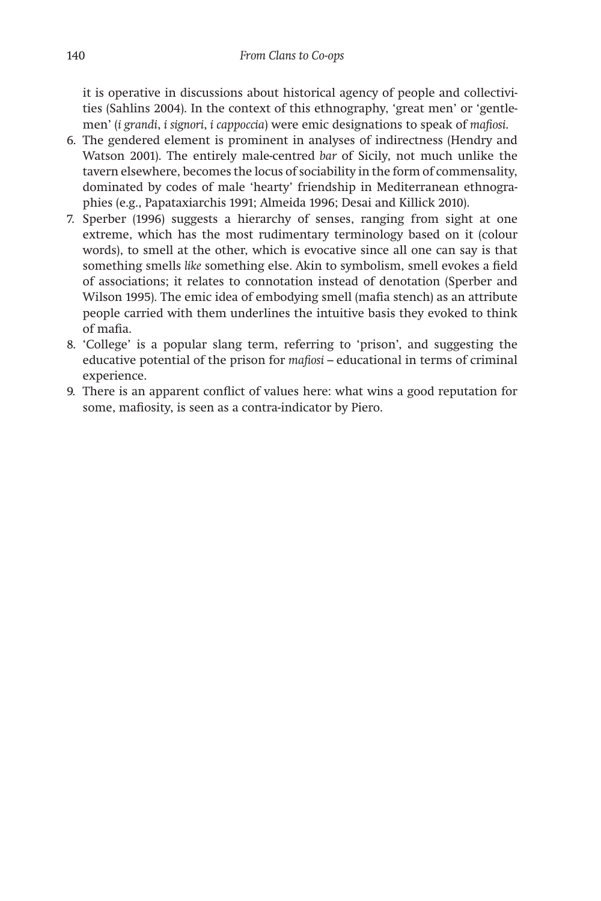it is operative in discussions about historical agency of people and collectivities (Sahlins 2004). In the context of this ethnography, 'great men' or 'gentlemen' (*i grandi*, *i signori*, *i cappoccia*) were emic designations to speak of *mafiosi*.

6. The gendered element is prominent in analyses of indirectness (Hendry and Watson 2001). The entirely male-centred *bar* of Sicily, not much unlike the tavern elsewhere, becomes the locus of sociability in the form of commensality, dominated by codes of male 'hearty' friendship in Mediterranean ethnographies (e.g., Papataxiarchis 1991; Almeida 1996; Desai and Killick 2010).
7. Sperber (1996) suggests a hierarchy of senses, ranging from sight at one extreme, which has the most rudimentary terminology based on it (colour words), to smell at the other, which is evocative since all one can say is that something smells *like* something else. Akin to symbolism, smell evokes a field of associations; it relates to connotation instead of denotation (Sperber and Wilson 1995). The emic idea of embodying smell (mafia stench) as an attribute people carried with them underlines the intuitive basis they evoked to think of mafia.
8. 'College' is a popular slang term, referring to 'prison', and suggesting the educative potential of the prison for *mafiosi* – educational in terms of criminal experience.
9. There is an apparent conflict of values here: what wins a good reputation for some, mafiosity, is seen as a contra-indicator by Piero.